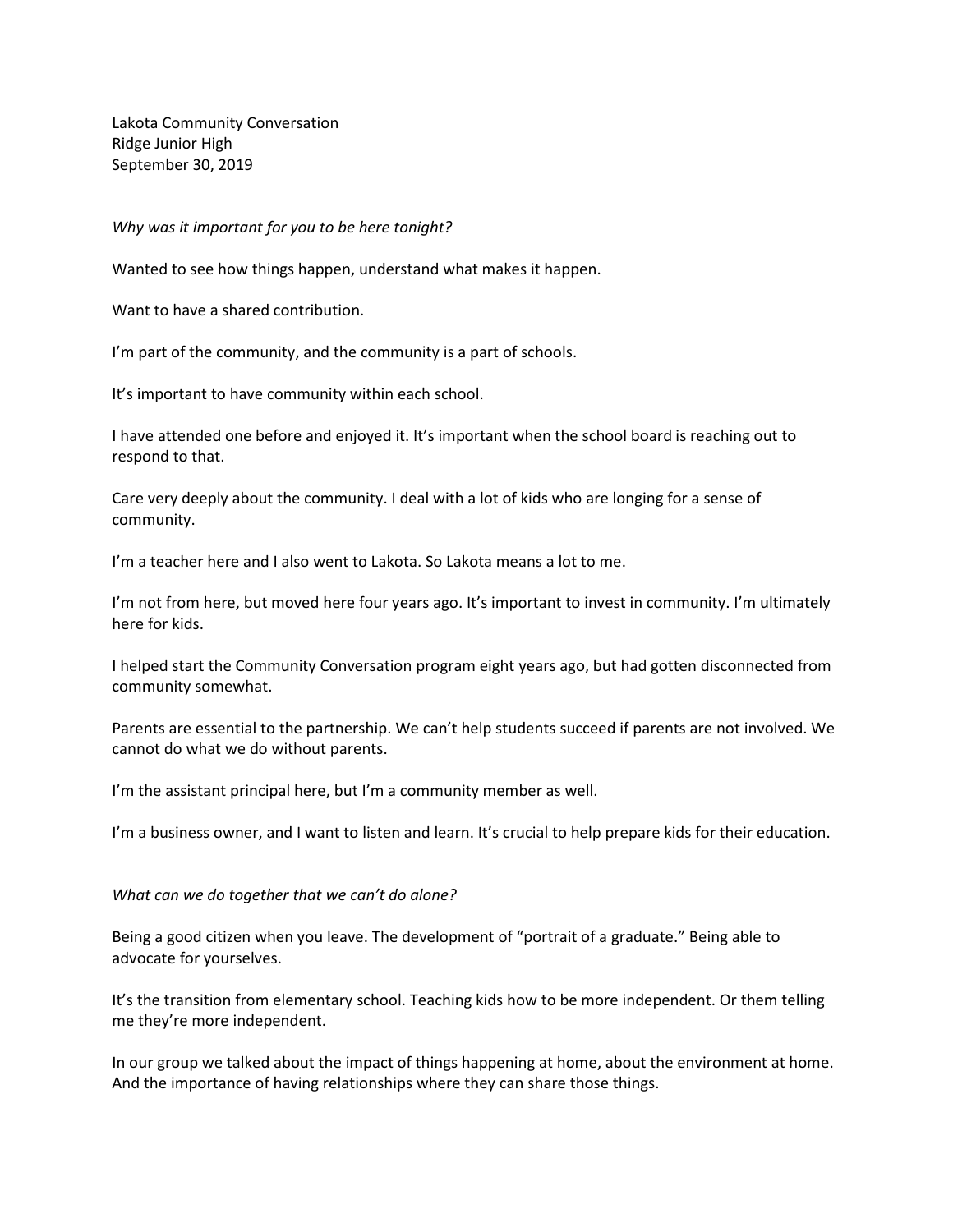Lakota Community Conversation
Ridge Junior High
September 30, 2019

*Why was it important for you to be here tonight?*

Wanted to see how things happen, understand what makes it happen.

Want to have a shared contribution.

I'm part of the community, and the community is a part of schools.

It's important to have community within each school.

I have attended one before and enjoyed it. It's important when the school board is reaching out to respond to that.

Care very deeply about the community. I deal with a lot of kids who are longing for a sense of community.

I'm a teacher here and I also went to Lakota. So Lakota means a lot to me.

I'm not from here, but moved here four years ago. It's important to invest in community. I'm ultimately here for kids.

I helped start the Community Conversation program eight years ago, but had gotten disconnected from community somewhat.

Parents are essential to the partnership. We can't help students succeed if parents are not involved. We cannot do what we do without parents.

I'm the assistant principal here, but I'm a community member as well.

I'm a business owner, and I want to listen and learn. It's crucial to help prepare kids for their education.

*What can we do together that we can't do alone?*

Being a good citizen when you leave. The development of "portrait of a graduate." Being able to advocate for yourselves.

It's the transition from elementary school. Teaching kids how to be more independent. Or them telling me they're more independent.

In our group we talked about the impact of things happening at home, about the environment at home. And the importance of having relationships where they can share those things.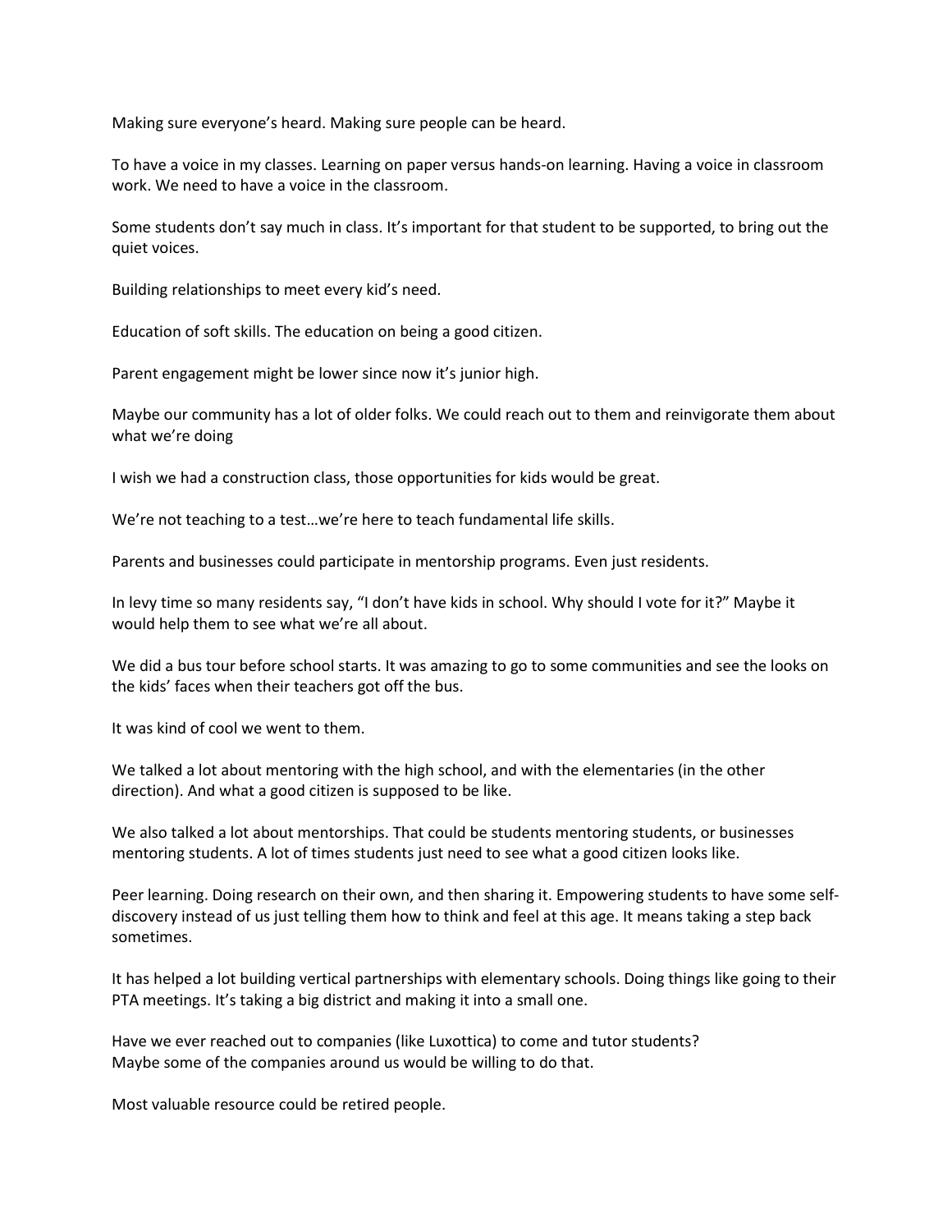Making sure everyone's heard. Making sure people can be heard.

To have a voice in my classes. Learning on paper versus hands-on learning. Having a voice in classroom work. We need to have a voice in the classroom.

Some students don't say much in class. It's important for that student to be supported, to bring out the quiet voices.

Building relationships to meet every kid's need.

Education of soft skills. The education on being a good citizen.

Parent engagement might be lower since now it's junior high.

Maybe our community has a lot of older folks. We could reach out to them and reinvigorate them about what we're doing

I wish we had a construction class, those opportunities for kids would be great.

We're not teaching to a test…we're here to teach fundamental life skills.

Parents and businesses could participate in mentorship programs. Even just residents.

In levy time so many residents say, "I don't have kids in school. Why should I vote for it?" Maybe it would help them to see what we're all about.

We did a bus tour before school starts. It was amazing to go to some communities and see the looks on the kids' faces when their teachers got off the bus.

It was kind of cool we went to them.

We talked a lot about mentoring with the high school, and with the elementaries (in the other direction). And what a good citizen is supposed to be like.

We also talked a lot about mentorships. That could be students mentoring students, or businesses mentoring students. A lot of times students just need to see what a good citizen looks like.

Peer learning. Doing research on their own, and then sharing it. Empowering students to have some self-discovery instead of us just telling them how to think and feel at this age. It means taking a step back sometimes.

It has helped a lot building vertical partnerships with elementary schools. Doing things like going to their PTA meetings. It's taking a big district and making it into a small one.

Have we ever reached out to companies (like Luxottica) to come and tutor students?
Maybe some of the companies around us would be willing to do that.

Most valuable resource could be retired people.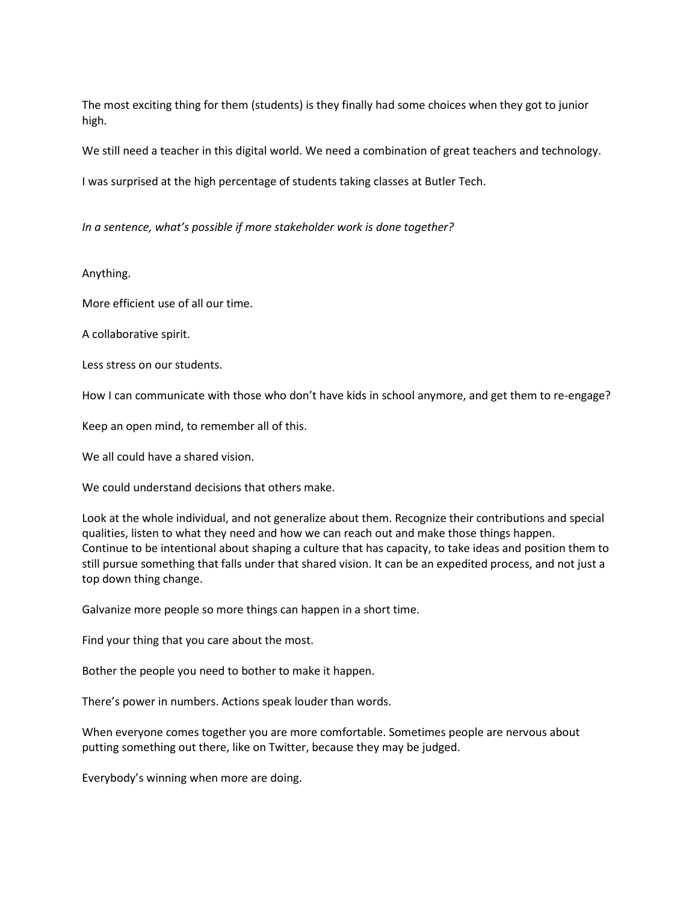The most exciting thing for them (students) is they finally had some choices when they got to junior high.

We still need a teacher in this digital world. We need a combination of great teachers and technology.

I was surprised at the high percentage of students taking classes at Butler Tech.

*In a sentence, what's possible if more stakeholder work is done together?*

Anything.

More efficient use of all our time.

A collaborative spirit.

Less stress on our students.

How I can communicate with those who don't have kids in school anymore, and get them to re-engage?

Keep an open mind, to remember all of this.

We all could have a shared vision.

We could understand decisions that others make.

Look at the whole individual, and not generalize about them. Recognize their contributions and special qualities, listen to what they need and how we can reach out and make those things happen. Continue to be intentional about shaping a culture that has capacity, to take ideas and position them to still pursue something that falls under that shared vision. It can be an expedited process, and not just a top down thing change.

Galvanize more people so more things can happen in a short time.

Find your thing that you care about the most.

Bother the people you need to bother to make it happen.

There's power in numbers. Actions speak louder than words.

When everyone comes together you are more comfortable. Sometimes people are nervous about putting something out there, like on Twitter, because they may be judged.

Everybody's winning when more are doing.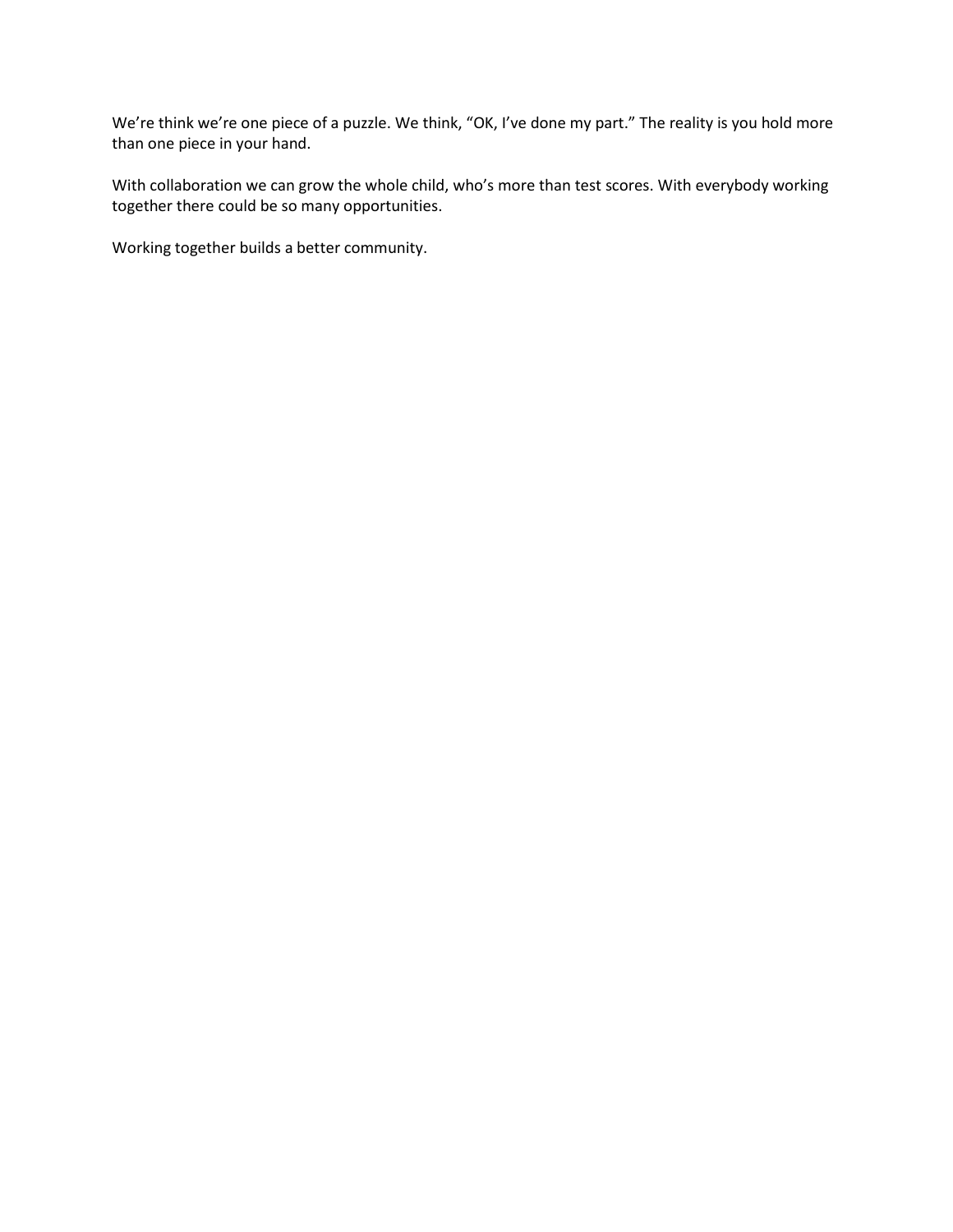We're think we're one piece of a puzzle. We think, "OK, I've done my part." The reality is you hold more than one piece in your hand.

With collaboration we can grow the whole child, who's more than test scores. With everybody working together there could be so many opportunities.

Working together builds a better community.